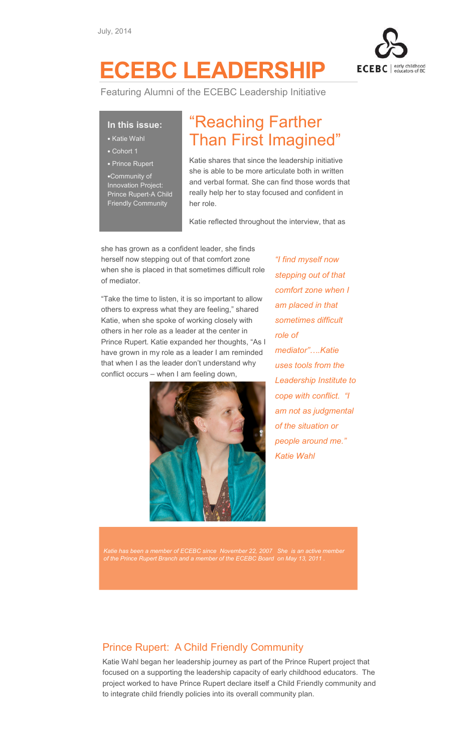July, 2014

# ECEBC LEADERSHIP

Featuring Alumni of the ECEBC Leadership Initiative

**In this issue:**

- Katie Wahl
- Cohort 1
- Prince Rupert
- Community of Innovation Project: Prince Rupert-A Child Friendly Community

## "Reaching Farther Than First Imagined"

Katie shares that since the leadership initiative she is able to be more articulate both in written and verbal format. She can find those words that really help her to stay focused and confident in her role.

Katie reflected throughout the interview, that as she has grown as a confident leader, she finds herself now stepping out of that comfort zone when she is placed in that sometimes difficult role of mediator.

"Take the time to listen, it is so important to allow others to express what they are feeling," shared Katie, when she spoke of working closely with others in her role as a leader at the center in Prince Rupert. Katie expanded her thoughts, "As I have grown in my role as a leader I am reminded that when I as the leader don't understand why conflict occurs – when I am feeling down,

*"I find myself now stepping out of that comfort zone when I am placed in that sometimes difficult role of mediator"….Katie uses tools from the Leadership Institute to cope with conflict. "I am not as judgmental of the situation or people around me." Katie Wahl*

*Katie has been a member of ECEBC since November 22, 2007 She is an active member of the Prince Rupert Branch and a member of the ECEBC Board on May 13, 2011 .*

## Prince Rupert: A Child Friendly Community

Katie Wahl began her leadership journey as part of the Prince Rupert project that focused on a supporting the leadership capacity of early childhood educators. The project worked to have Prince Rupert declare itself a Child Friendly community and to integrate child friendly policies into its overall community plan.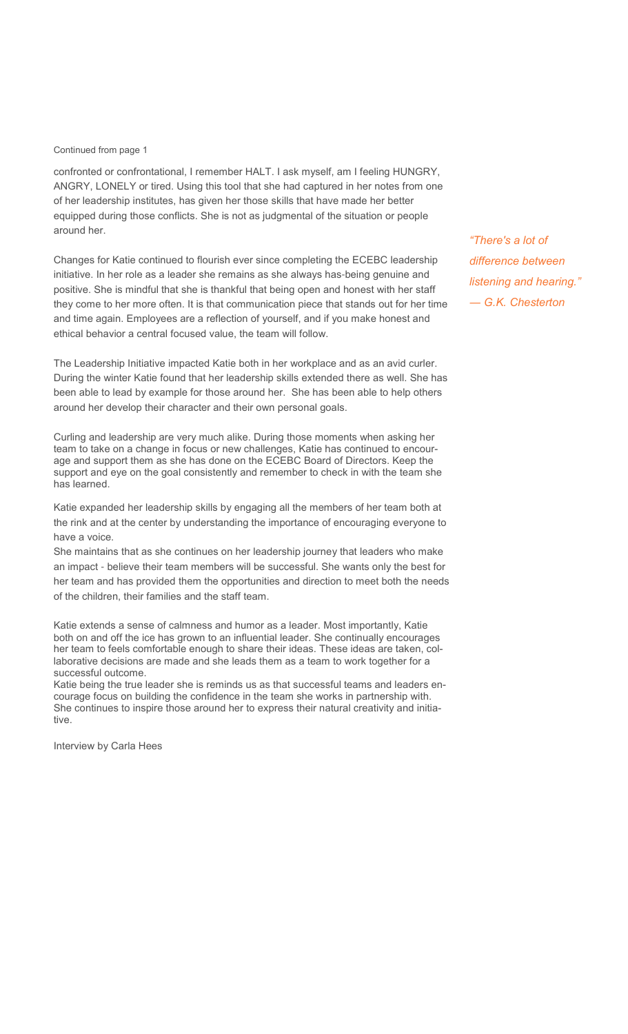Continued from page 1

confronted or confrontational, I remember HALT. I ask myself, am I feeling HUNGRY, ANGRY, LONELY or tired. Using this tool that she had captured in her notes from one of her leadership institutes, has given her those skills that have made her better equipped during those conflicts. She is not as judgmental of the situation or people around her.

*"There's a lot of difference between listening and hearing." — G.K. Chesterton*

Changes for Katie continued to flourish ever since completing the ECEBC leadership initiative. In her role as a leader she remains as she always has-being genuine and positive. She is mindful that she is thankful that being open and honest with her staff they come to her more often. It is that communication piece that stands out for her time and time again. Employees are a reflection of yourself, and if you make honest and ethical behavior a central focused value, the team will follow.

The Leadership Initiative impacted Katie both in her workplace and as an avid curler. During the winter Katie found that her leadership skills extended there as well. She has been able to lead by example for those around her. She has been able to help others around her develop their character and their own personal goals.

Curling and leadership are very much alike. During those moments when asking her team to take on a change in focus or new challenges, Katie has continued to encourage and support them as she has done on the ECEBC Board of Directors. Keep the support and eye on the goal consistently and remember to check in with the team she has learned.

Katie expanded her leadership skills by engaging all the members of her team both at the rink and at the center by understanding the importance of encouraging everyone to have a voice.

She maintains that as she continues on her leadership journey that leaders who make an impact - believe their team members will be successful. She wants only the best for her team and has provided them the opportunities and direction to meet both the needs of the children, their families and the staff team.

Katie extends a sense of calmness and humor as a leader. Most importantly, Katie both on and off the ice has grown to an influential leader. She continually encourages her team to feels comfortable enough to share their ideas. These ideas are taken, collaborative decisions are made and she leads them as a team to work together for a successful outcome.

Katie being the true leader she is reminds us as that successful teams and leaders encourage focus on building the confidence in the team she works in partnership with. She continues to inspire those around her to express their natural creativity and initiative.

Interview by Carla Hees